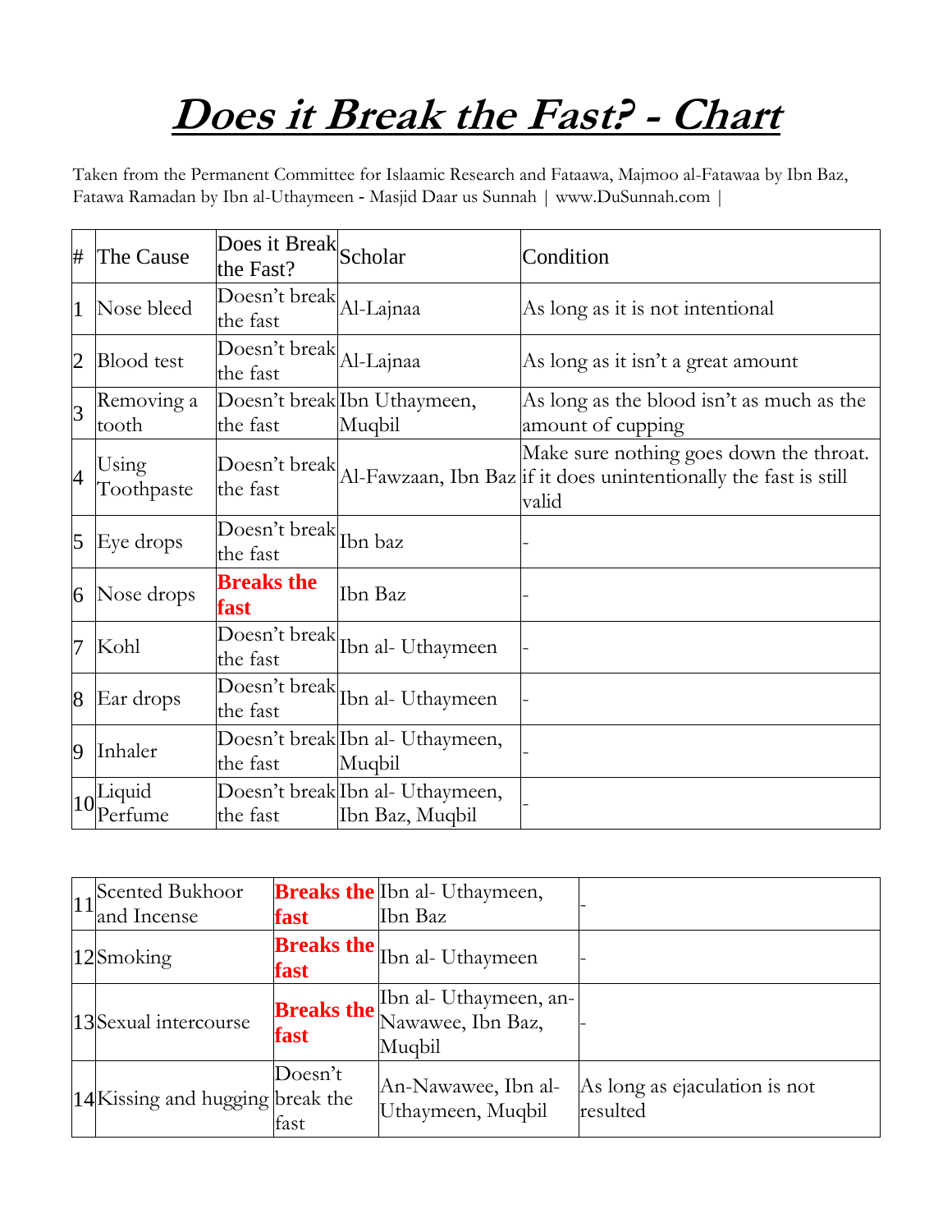# ***Does it Break the Fast? - Chart***

Taken from the Permanent Committee for Islaamic Research and Fataawa, Majmoo al-Fatawaa by Ibn Baz, Fatawa Ramadan by Ibn al-Uthaymeen - Masjid Daar us Sunnah | www.DuSunnah.com |

| # | The Cause | Does it Break the Fast? | Scholar | Condition |
|---|---|---|---|---|
| 1 | Nose bleed | Doesn't break the fast | Al-Lajnaa | As long as it is not intentional |
| 2 | Blood test | Doesn't break the fast | Al-Lajnaa | As long as it isn't a great amount |
| 3 | Removing a tooth | Doesn't break the fast | Ibn Uthaymeen, Muqbil | As long as the blood isn't as much as the amount of cupping |
| 4 | Using Toothpaste | Doesn't break the fast | Al-Fawzaan, Ibn Baz | Make sure nothing goes down the throat. if it does unintentionally the fast is still valid |
| 5 | Eye drops | Doesn't break the fast | Ibn baz | - |
| 6 | Nose drops | **Breaks the fast** | Ibn Baz | - |
| 7 | Kohl | Doesn't break the fast | Ibn al- Uthaymeen | - |
| 8 | Ear drops | Doesn't break the fast | Ibn al- Uthaymeen | - |
| 9 | Inhaler | Doesn't break the fast | Ibn al- Uthaymeen, Muqbil | - |
| 10 | Liquid Perfume | Doesn't break the fast | Ibn al- Uthaymeen, Ibn Baz, Muqbil | - |
| 11 | Scented Bukhoor and Incense | **Breaks the fast** | Ibn al- Uthaymeen, Ibn Baz | - |
| 12 | Smoking | **Breaks the fast** | Ibn al- Uthaymeen | - |
| 13 | Sexual intercourse | **Breaks the fast** | Ibn al- Uthaymeen, an-Nawawee, Ibn Baz, Muqbil | - |
| 14 | Kissing and hugging | Doesn't break the fast | An-Nawawee, Ibn al-Uthaymeen, Muqbil | As long as ejaculation is not resulted |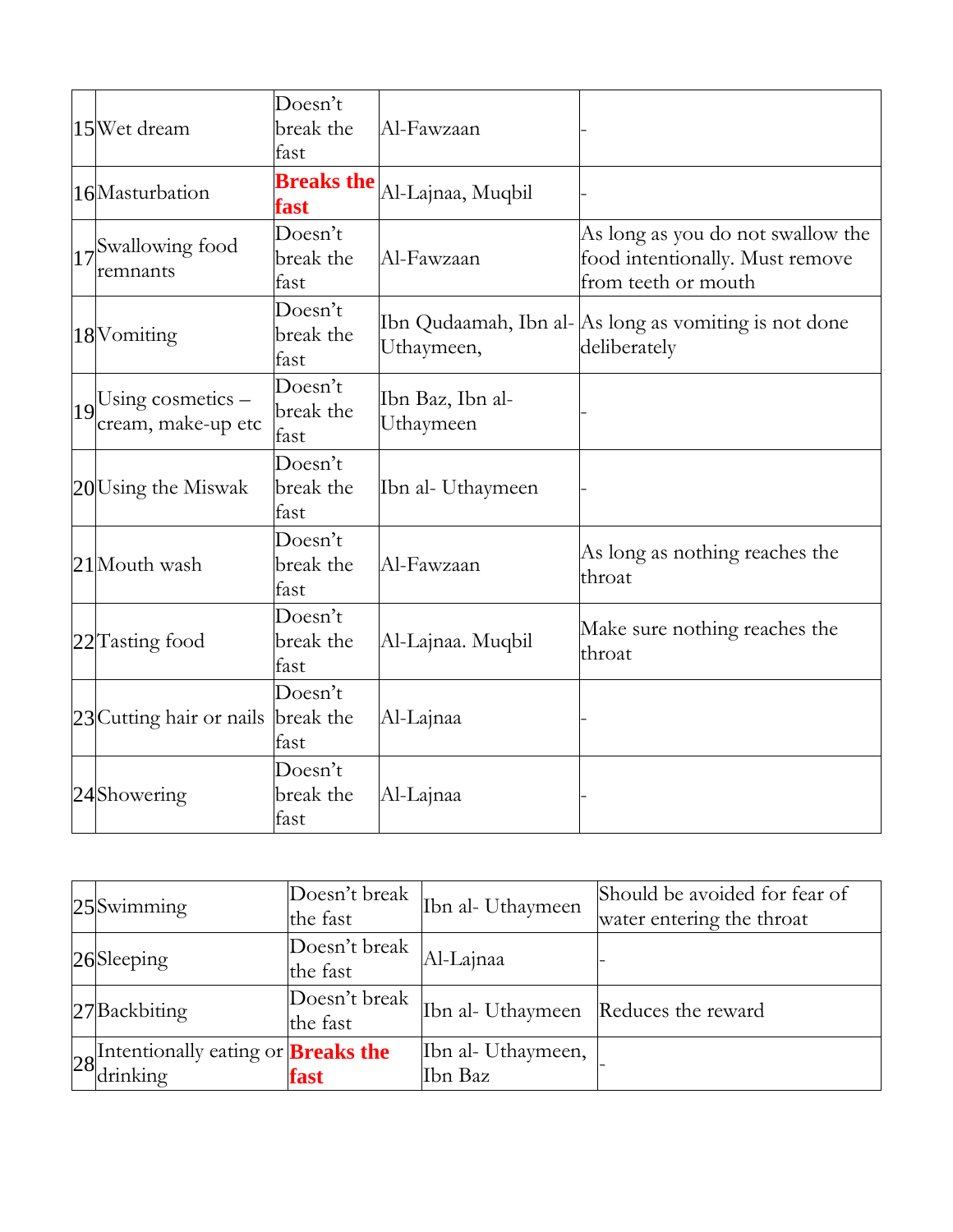| | | | | |
|---|---|---|---|---|
| 15 | Wet dream | Doesn't break the fast | Al-Fawzaan | - |
| 16 | Masturbation | **Breaks the fast** | Al-Lajnaa, Muqbil | - |
| 17 | Swallowing food remnants | Doesn't break the fast | Al-Fawzaan | As long as you do not swallow the food intentionally. Must remove from teeth or mouth |
| 18 | Vomiting | Doesn't break the fast | Ibn Qudaamah, Ibn al-Uthaymeen, | As long as vomiting is not done deliberately |
| 19 | Using cosmetics – cream, make-up etc | Doesn't break the fast | Ibn Baz, Ibn al-Uthaymeen | - |
| 20 | Using the Miswak | Doesn't break the fast | Ibn al- Uthaymeen | - |
| 21 | Mouth wash | Doesn't break the fast | Al-Fawzaan | As long as nothing reaches the throat |
| 22 | Tasting food | Doesn't break the fast | Al-Lajnaa. Muqbil | Make sure nothing reaches the throat |
| 23 | Cutting hair or nails | Doesn't break the fast | Al-Lajnaa | - |
| 24 | Showering | Doesn't break the fast | Al-Lajnaa | - |
| 25 | Swimming | Doesn't break the fast | Ibn al- Uthaymeen | Should be avoided for fear of water entering the throat |
| 26 | Sleeping | Doesn't break the fast | Al-Lajnaa | - |
| 27 | Backbiting | Doesn't break the fast | Ibn al- Uthaymeen | Reduces the reward |
| 28 | Intentionally eating or drinking | **Breaks the fast** | Ibn al- Uthaymeen, Ibn Baz | - |